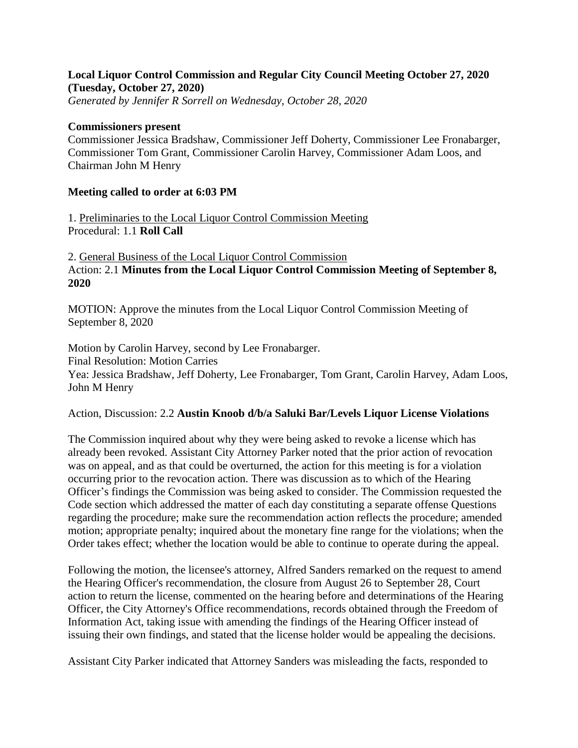**Local Liquor Control Commission and Regular City Council Meeting October 27, 2020 (Tuesday, October 27, 2020)**
*Generated by Jennifer R Sorrell on Wednesday, October 28, 2020*

**Commissioners present**
Commissioner Jessica Bradshaw, Commissioner Jeff Doherty, Commissioner Lee Fronabarger, Commissioner Tom Grant, Commissioner Carolin Harvey, Commissioner Adam Loos, and Chairman John M Henry

**Meeting called to order at 6:03 PM**

1. Preliminaries to the Local Liquor Control Commission Meeting
Procedural: 1.1 **Roll Call**

2. General Business of the Local Liquor Control Commission
Action: 2.1 **Minutes from the Local Liquor Control Commission Meeting of September 8, 2020**

MOTION: Approve the minutes from the Local Liquor Control Commission Meeting of September 8, 2020

Motion by Carolin Harvey, second by Lee Fronabarger.
Final Resolution: Motion Carries
Yea: Jessica Bradshaw, Jeff Doherty, Lee Fronabarger, Tom Grant, Carolin Harvey, Adam Loos, John M Henry

Action, Discussion: 2.2 **Austin Knoob d/b/a Saluki Bar/Levels Liquor License Violations**

The Commission inquired about why they were being asked to revoke a license which has already been revoked. Assistant City Attorney Parker noted that the prior action of revocation was on appeal, and as that could be overturned, the action for this meeting is for a violation occurring prior to the revocation action. There was discussion as to which of the Hearing Officer's findings the Commission was being asked to consider. The Commission requested the Code section which addressed the matter of each day constituting a separate offense Questions regarding the procedure; make sure the recommendation action reflects the procedure; amended motion; appropriate penalty; inquired about the monetary fine range for the violations; when the Order takes effect; whether the location would be able to continue to operate during the appeal.

Following the motion, the licensee's attorney, Alfred Sanders remarked on the request to amend the Hearing Officer's recommendation, the closure from August 26 to September 28, Court action to return the license, commented on the hearing before and determinations of the Hearing Officer, the City Attorney's Office recommendations, records obtained through the Freedom of Information Act, taking issue with amending the findings of the Hearing Officer instead of issuing their own findings, and stated that the license holder would be appealing the decisions.

Assistant City Parker indicated that Attorney Sanders was misleading the facts, responded to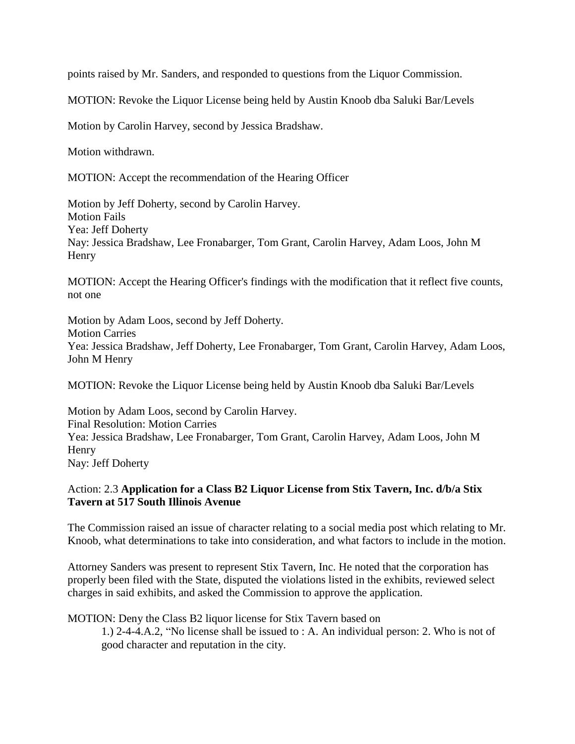points raised by Mr. Sanders, and responded to questions from the Liquor Commission.

MOTION: Revoke the Liquor License being held by Austin Knoob dba Saluki Bar/Levels

Motion by Carolin Harvey, second by Jessica Bradshaw.

Motion withdrawn.

MOTION: Accept the recommendation of the Hearing Officer

Motion by Jeff Doherty, second by Carolin Harvey.
Motion Fails
Yea: Jeff Doherty
Nay: Jessica Bradshaw, Lee Fronabarger, Tom Grant, Carolin Harvey, Adam Loos, John M Henry

MOTION: Accept the Hearing Officer's findings with the modification that it reflect five counts, not one

Motion by Adam Loos, second by Jeff Doherty.
Motion Carries
Yea: Jessica Bradshaw, Jeff Doherty, Lee Fronabarger, Tom Grant, Carolin Harvey, Adam Loos, John M Henry

MOTION: Revoke the Liquor License being held by Austin Knoob dba Saluki Bar/Levels

Motion by Adam Loos, second by Carolin Harvey.
Final Resolution: Motion Carries
Yea: Jessica Bradshaw, Lee Fronabarger, Tom Grant, Carolin Harvey, Adam Loos, John M Henry
Nay: Jeff Doherty

Action: 2.3 **Application for a Class B2 Liquor License from Stix Tavern, Inc. d/b/a Stix Tavern at 517 South Illinois Avenue**

The Commission raised an issue of character relating to a social media post which relating to Mr. Knoob, what determinations to take into consideration, and what factors to include in the motion.

Attorney Sanders was present to represent Stix Tavern, Inc. He noted that the corporation has properly been filed with the State, disputed the violations listed in the exhibits, reviewed select charges in said exhibits, and asked the Commission to approve the application.

MOTION: Deny the Class B2 liquor license for Stix Tavern based on

1.) 2-4-4.A.2, "No license shall be issued to : A. An individual person: 2. Who is not of good character and reputation in the city.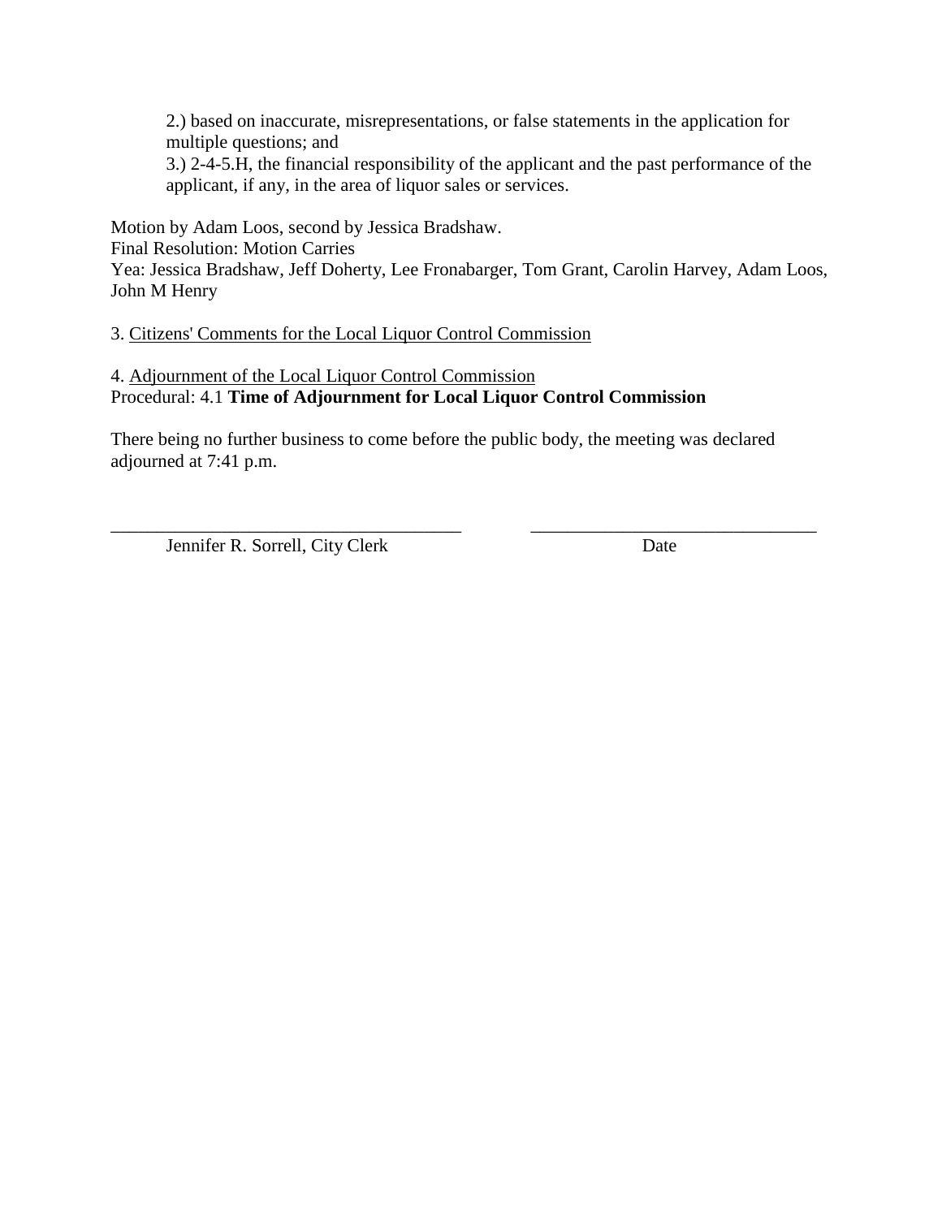2.) based on inaccurate, misrepresentations, or false statements in the application for multiple questions; and

3.) 2-4-5.H, the financial responsibility of the applicant and the past performance of the applicant, if any, in the area of liquor sales or services.

Motion by Adam Loos, second by Jessica Bradshaw.
Final Resolution: Motion Carries
Yea: Jessica Bradshaw, Jeff Doherty, Lee Fronabarger, Tom Grant, Carolin Harvey, Adam Loos, John M Henry

3. Citizens' Comments for the Local Liquor Control Commission

4. Adjournment of the Local Liquor Control Commission
Procedural: 4.1 **Time of Adjournment for Local Liquor Control Commission**

There being no further business to come before the public body, the meeting was declared adjourned at 7:41 p.m.

\_\_\_\_\_\_\_\_\_\_\_\_\_\_\_\_\_\_\_\_\_\_\_\_\_\_\_\_\_\_\_\_\_\_\_\_\_\_ \_\_\_\_\_\_\_\_\_\_\_\_\_\_\_\_\_\_\_\_\_\_\_\_\_\_\_\_\_\_\_\_

Jennifer R. Sorrell, City Clerk Date